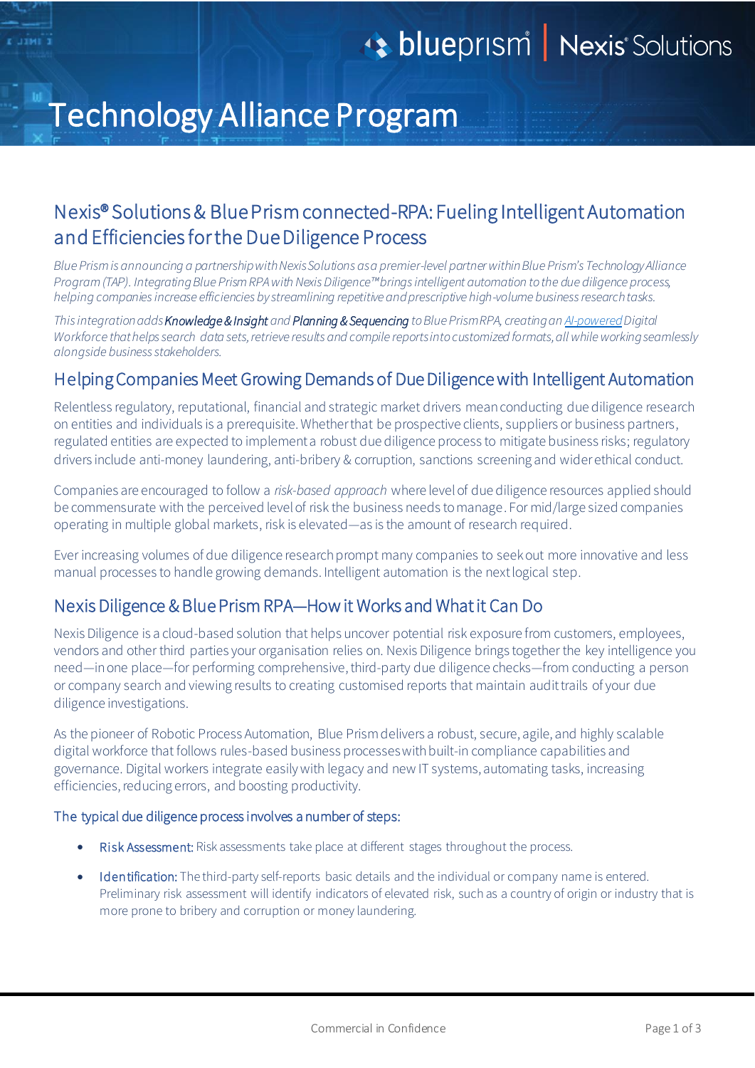# Technology Alliance Program

## Nexis® Solutions & Blue Prism connected-RPA: Fueling Intelligent Automation and Efficiencies for the Due Diligence Process

*Blue Prism is announcing a partnership with Nexis Solutions as a premier-level partner within Blue Prism's Technology Alliance Program (TAP). Integrating Blue Prism RPA with Nexis Diligence™ brings intelligent automation to the due diligence process, helping companies increase efficiencies by streamlining repetitive and prescriptive high-volume business research tasks.*

*This integration adds* ***Knowledge & Insight*** *and* ***Planning & Sequencing*** *to Blue Prism RPA, creating an AI-powered Digital Workforce that helps search data sets, retrieve results and compile reports into customized formats, all while working seamlessly alongside business stakeholders.*

## Helping Companies Meet Growing Demands of Due Diligence with Intelligent Automation

Relentless regulatory, reputational, financial and strategic market drivers mean conducting due diligence research on entities and individuals is a prerequisite. Whether that be prospective clients, suppliers or business partners, regulated entities are expected to implement a robust due diligence process to mitigate business risks; regulatory drivers include anti-money laundering, anti-bribery & corruption, sanctions screening and wider ethical conduct.

Companies are encouraged to follow a *risk-based approach* where level of due diligence resources applied should be commensurate with the perceived level of risk the business needs to manage. For mid/large sized companies operating in multiple global markets, risk is elevated—as is the amount of research required.

Ever increasing volumes of due diligence research prompt many companies to seek out more innovative and less manual processes to handle growing demands. Intelligent automation is the next logical step.

## Nexis Diligence & Blue Prism RPA—How it Works and What it Can Do

Nexis Diligence is a cloud-based solution that helps uncover potential risk exposure from customers, employees, vendors and other third parties your organisation relies on. Nexis Diligence brings together the key intelligence you need—in one place—for performing comprehensive, third-party due diligence checks—from conducting a person or company search and viewing results to creating customised reports that maintain audit trails of your due diligence investigations.

As the pioneer of Robotic Process Automation, Blue Prism delivers a robust, secure, agile, and highly scalable digital workforce that follows rules-based business processes with built-in compliance capabilities and governance. Digital workers integrate easily with legacy and new IT systems, automating tasks, increasing efficiencies, reducing errors, and boosting productivity.

### The typical due diligence process involves a number of steps:

- **Risk Assessment:** Risk assessments take place at different stages throughout the process.
- **Identification:** The third-party self-reports basic details and the individual or company name is entered. Preliminary risk assessment will identify indicators of elevated risk, such as a country of origin or industry that is more prone to bribery and corruption or money laundering.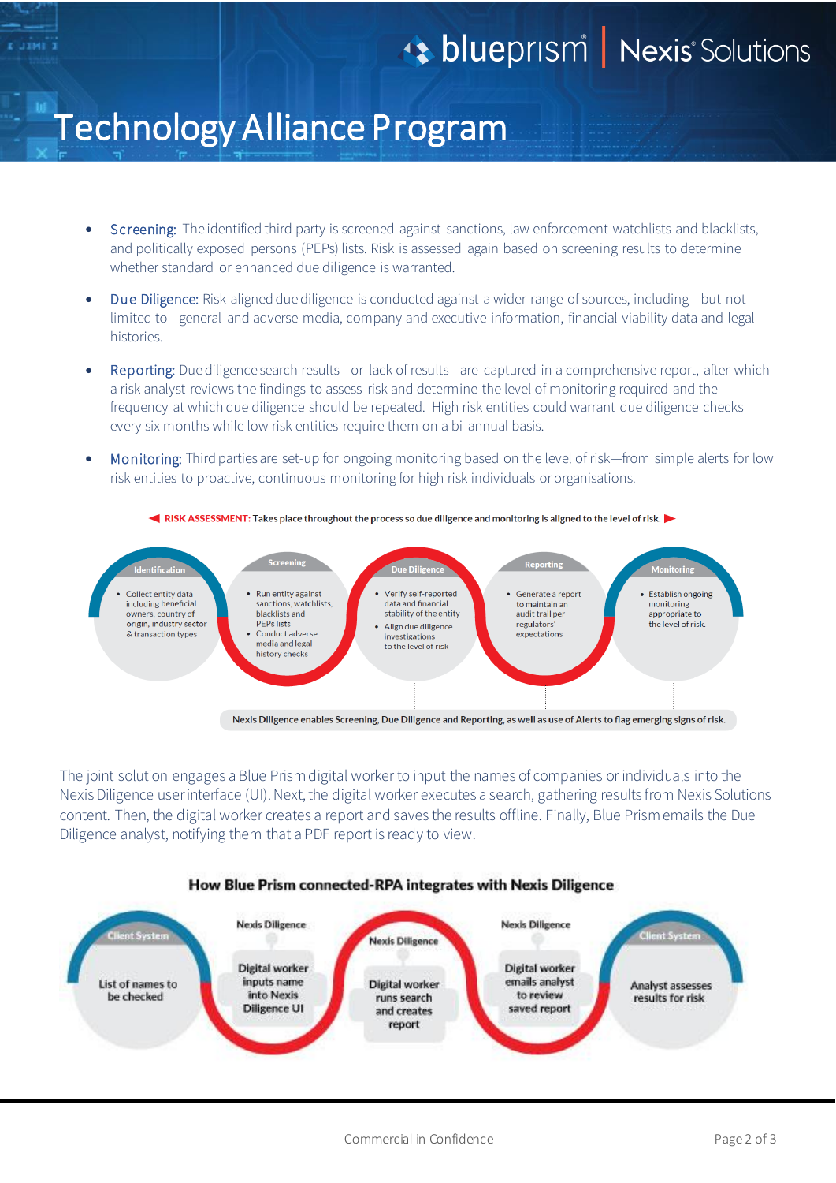# Technology Alliance Program

- **Screening:** The identified third party is screened against sanctions, law enforcement watchlists and blacklists, and politically exposed persons (PEPs) lists. Risk is assessed again based on screening results to determine whether standard or enhanced due diligence is warranted.
- **Due Diligence:** Risk-aligned due diligence is conducted against a wider range of sources, including—but not limited to—general and adverse media, company and executive information, financial viability data and legal histories.
- **Reporting:** Due diligence search results—or lack of results—are captured in a comprehensive report, after which a risk analyst reviews the findings to assess risk and determine the level of monitoring required and the frequency at which due diligence should be repeated. High risk entities could warrant due diligence checks every six months while low risk entities require them on a bi-annual basis.
- **Monitoring:** Third parties are set-up for ongoing monitoring based on the level of risk—from simple alerts for low risk entities to proactive, continuous monitoring for high risk individuals or organisations.

**RISK ASSESSMENT:** Takes place throughout the process so due diligence and monitoring is aligned to the level of risk.

**Identification**
- Collect entity data including beneficial owners, country of origin, industry sector & transaction types

**Screening**
- Run entity against sanctions, watchlists, blacklists and PEPs lists
- Conduct adverse media and legal history checks

**Due Diligence**
- Verify self-reported data and financial stability of the entity
- Align due diligence investigations to the level of risk

**Reporting**
- Generate a report to maintain an audit trail per regulators' expectations

**Monitoring**
- Establish ongoing monitoring appropriate to the level of risk.

Nexis Diligence enables Screening, Due Diligence and Reporting, as well as use of Alerts to flag emerging signs of risk.

The joint solution engages a Blue Prism digital worker to input the names of companies or individuals into the Nexis Diligence user interface (UI). Next, the digital worker executes a search, gathering results from Nexis Solutions content. Then, the digital worker creates a report and saves the results offline. Finally, Blue Prism emails the Due Diligence analyst, notifying them that a PDF report is ready to view.

**How Blue Prism connected-RPA integrates with Nexis Diligence**

- **Client System:** List of names to be checked
- **Nexis Diligence:** Digital worker inputs name into Nexis Diligence UI
- **Nexis Diligence:** Digital worker runs search and creates report
- **Nexis Diligence:** Digital worker emails analyst to review saved report
- **Client System:** Analyst assesses results for risk

Commercial in Confidence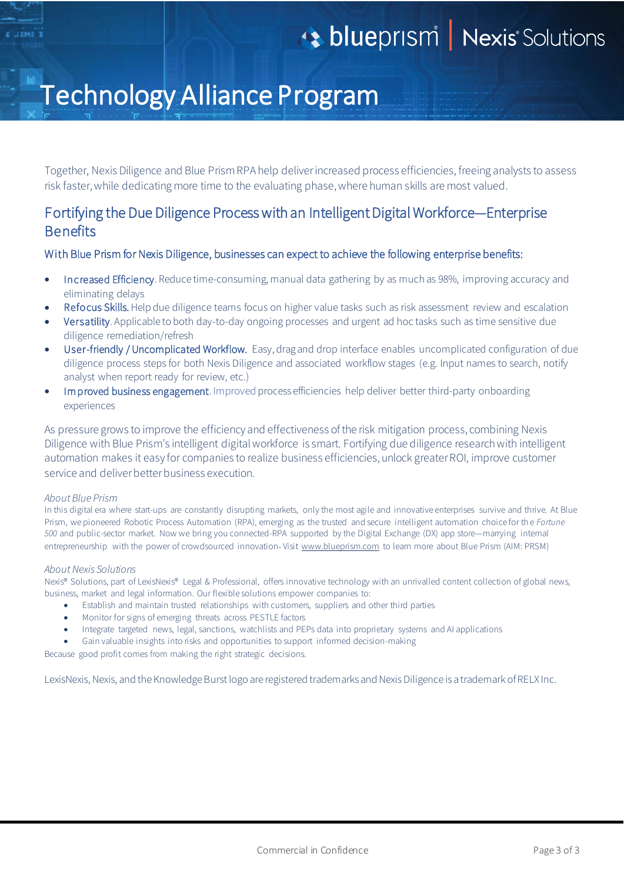# Technology Alliance Program

Together, Nexis Diligence and Blue Prism RPA help deliver increased process efficiencies, freeing analysts to assess risk faster, while dedicating more time to the evaluating phase, where human skills are most valued.

## Fortifying the Due Diligence Process with an Intelligent Digital Workforce—Enterprise Benefits

### With Blue Prism for Nexis Diligence, businesses can expect to achieve the following enterprise benefits:

- Increased Efficiency. Reduce time-consuming, manual data gathering by as much as 98%, improving accuracy and eliminating delays
- Refocus Skills. Help due diligence teams focus on higher value tasks such as risk assessment review and escalation
- Versatility. Applicable to both day-to-day ongoing processes and urgent ad hoc tasks such as time sensitive due diligence remediation/refresh
- User-friendly / Uncomplicated Workflow. Easy, drag and drop interface enables uncomplicated configuration of due diligence process steps for both Nexis Diligence and associated workflow stages (e.g. Input names to search, notify analyst when report ready for review, etc.)
- Improved business engagement. Improved process efficiencies help deliver better third-party onboarding experiences

As pressure grows to improve the efficiency and effectiveness of the risk mitigation process, combining Nexis Diligence with Blue Prism's intelligent digital workforce is smart. Fortifying due diligence research with intelligent automation makes it easy for companies to realize business efficiencies, unlock greater ROI, improve customer service and deliver better business execution.

*About Blue Prism*

In this digital era where start-ups are constantly disrupting markets, only the most agile and innovative enterprises survive and thrive. At Blue Prism, we pioneered Robotic Process Automation (RPA), emerging as the trusted and secure intelligent automation choice for the *Fortune 500* and public-sector market. Now we bring you connected-RPA supported by the Digital Exchange (DX) app store—marrying internal entrepreneurship with the power of crowdsourced innovation. Visit www.blueprism.com to learn more about Blue Prism (AIM: PRSM)

*About Nexis Solutions*

Nexis® Solutions, part of LexisNexis® Legal & Professional, offers innovative technology with an unrivalled content collection of global news, business, market and legal information. Our flexible solutions empower companies to:

- Establish and maintain trusted relationships with customers, suppliers and other third parties
- Monitor for signs of emerging threats across PESTLE factors
- Integrate targeted news, legal, sanctions, watchlists and PEPs data into proprietary systems and AI applications
- Gain valuable insights into risks and opportunities to support informed decision-making

Because good profit comes from making the right strategic decisions.

LexisNexis, Nexis, and the Knowledge Burst logo are registered trademarks and Nexis Diligence is a trademark of RELX Inc.

Commercial in Confidence